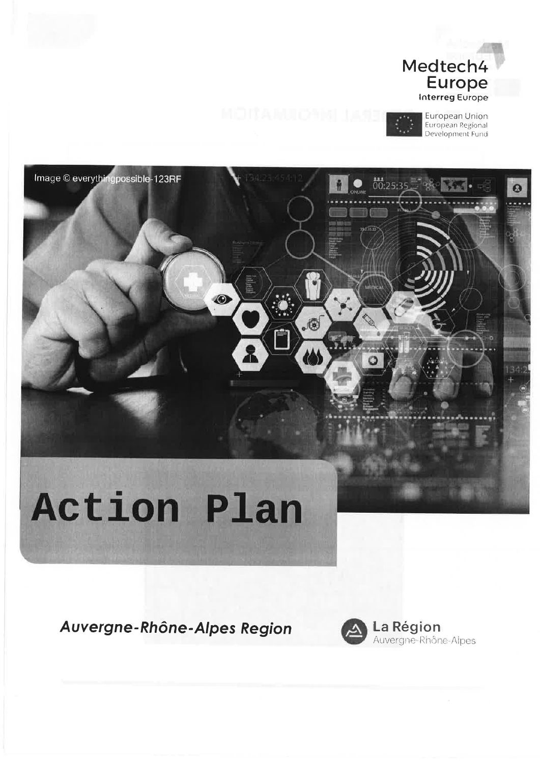Medtech4 Europe

Interreg Europe

European Union
European Regional Development Fund

Image © everythingpossible-123RF

# Action Plan

***Auvergne-Rhône-Alpes Region***

La Région
Auvergne-Rhône-Alpes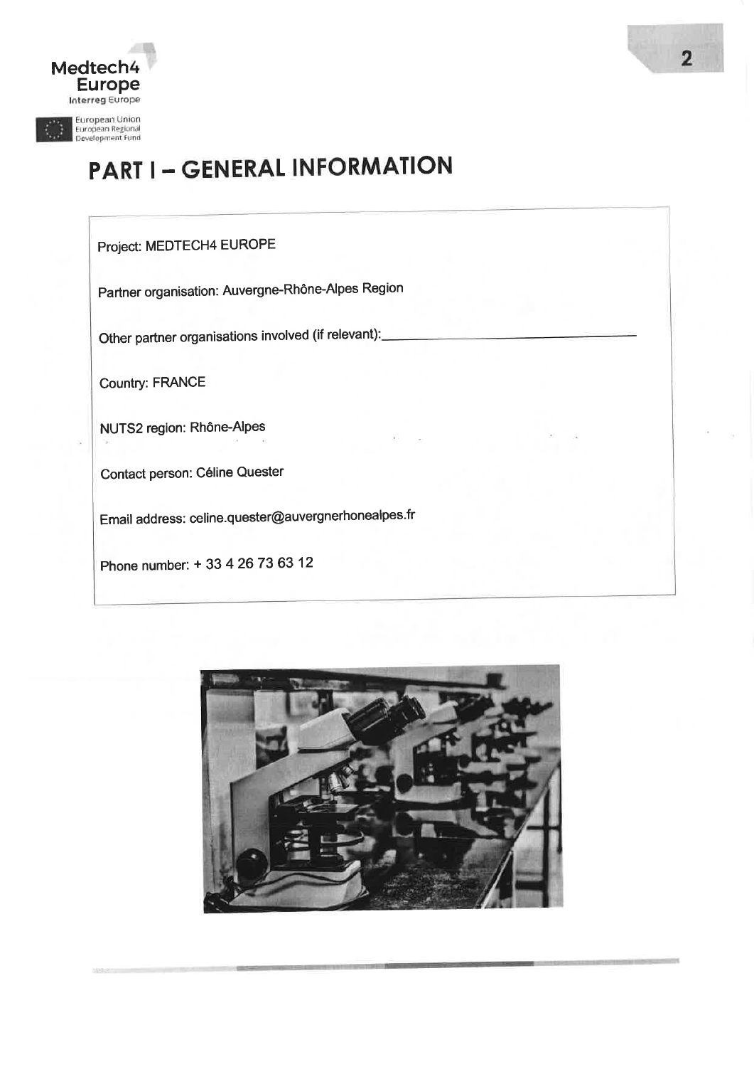# PART I – GENERAL INFORMATION

Project: MEDTECH4 EUROPE

Partner organisation: Auvergne-Rhône-Alpes Region

Other partner organisations involved (if relevant):\_\_\_\_\_\_\_\_\_\_\_\_\_\_\_\_\_\_\_\_\_\_\_\_\_\_\_\_\_\_

Country: FRANCE

NUTS2 region: Rhône-Alpes

Contact person: Céline Quester

Email address: celine.quester@auvergnerhonealpes.fr

Phone number: + 33 4 26 73 63 12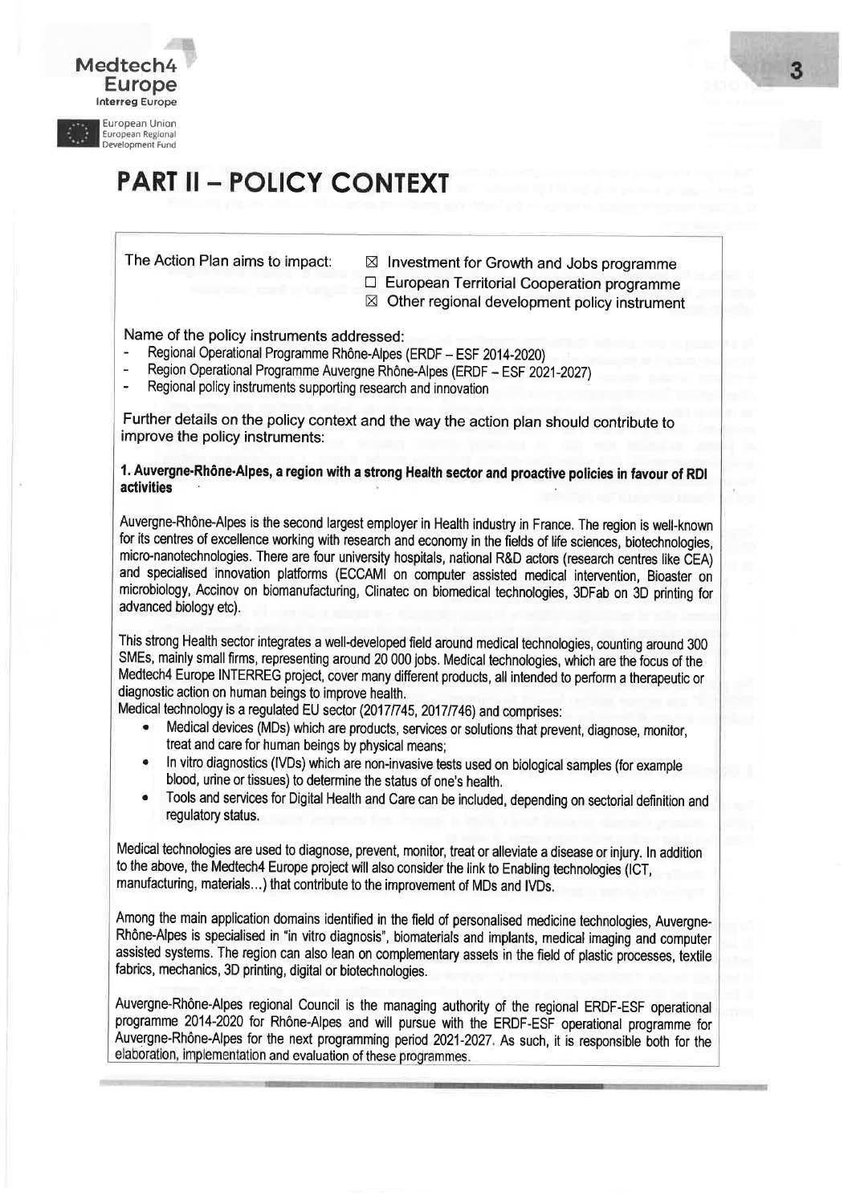# PART II – POLICY CONTEXT

The Action Plan aims to impact:

- ☒ Investment for Growth and Jobs programme
- ☐ European Territorial Cooperation programme
- ☒ Other regional development policy instrument

Name of the policy instruments addressed:

- Regional Operational Programme Rhône-Alpes (ERDF – ESF 2014-2020)
- Region Operational Programme Auvergne Rhône-Alpes (ERDF – ESF 2021-2027)
- Regional policy instruments supporting research and innovation

Further details on the policy context and the way the action plan should contribute to improve the policy instruments:

**1. Auvergne-Rhône-Alpes, a region with a strong Health sector and proactive policies in favour of RDI activities**

Auvergne-Rhône-Alpes is the second largest employer in Health industry in France. The region is well-known for its centres of excellence working with research and economy in the fields of life sciences, biotechnologies, micro-nanotechnologies. There are four university hospitals, national R&D actors (research centres like CEA) and specialised innovation platforms (ECCAMI on computer assisted medical intervention, Bioaster on microbiology, Accinov on biomanufacturing, Clinatec on biomedical technologies, 3DFab on 3D printing for advanced biology etc).

This strong Health sector integrates a well-developed field around medical technologies, counting around 300 SMEs, mainly small firms, representing around 20 000 jobs. Medical technologies, which are the focus of the Medtech4 Europe INTERREG project, cover many different products, all intended to perform a therapeutic or diagnostic action on human beings to improve health.

Medical technology is a regulated EU sector (2017/745, 2017/746) and comprises:

- Medical devices (MDs) which are products, services or solutions that prevent, diagnose, monitor, treat and care for human beings by physical means;
- In vitro diagnostics (IVDs) which are non-invasive tests used on biological samples (for example blood, urine or tissues) to determine the status of one's health.
- Tools and services for Digital Health and Care can be included, depending on sectorial definition and regulatory status.

Medical technologies are used to diagnose, prevent, monitor, treat or alleviate a disease or injury. In addition to the above, the Medtech4 Europe project will also consider the link to Enabling technologies (ICT, manufacturing, materials…) that contribute to the improvement of MDs and IVDs.

Among the main application domains identified in the field of personalised medicine technologies, Auvergne-Rhône-Alpes is specialised in "in vitro diagnosis", biomaterials and implants, medical imaging and computer assisted systems. The region can also lean on complementary assets in the field of plastic processes, textile fabrics, mechanics, 3D printing, digital or biotechnologies.

Auvergne-Rhône-Alpes regional Council is the managing authority of the regional ERDF-ESF operational programme 2014-2020 for Rhône-Alpes and will pursue with the ERDF-ESF operational programme for Auvergne-Rhône-Alpes for the next programming period 2021-2027. As such, it is responsible both for the elaboration, implementation and evaluation of these programmes.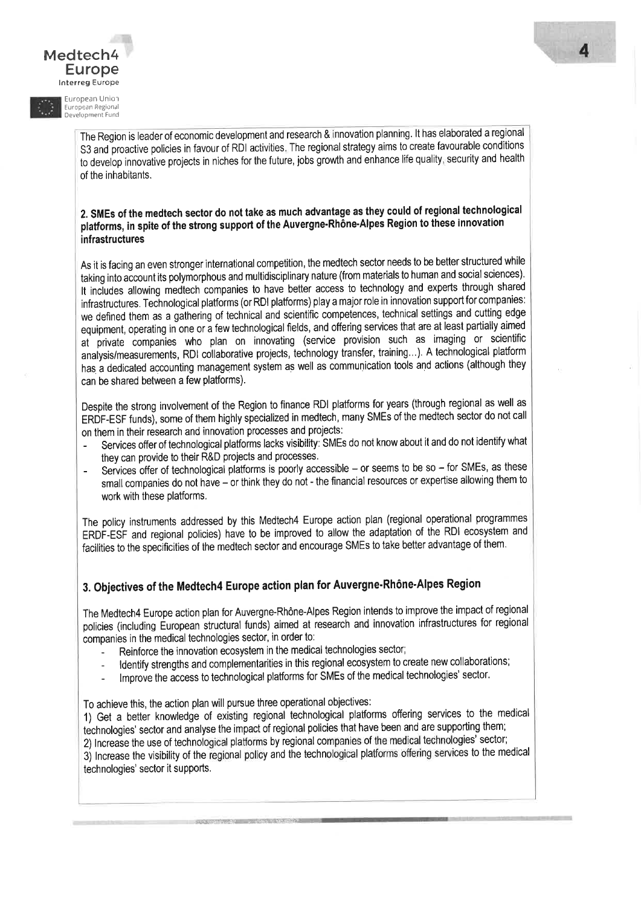The Region is leader of economic development and research & innovation planning. It has elaborated a regional S3 and proactive policies in favour of RDI activities. The regional strategy aims to create favourable conditions to develop innovative projects in niches for the future, jobs growth and enhance life quality, security and health of the inhabitants.

## 2. SMEs of the medtech sector do not take as much advantage as they could of regional technological platforms, in spite of the strong support of the Auvergne-Rhône-Alpes Region to these innovation infrastructures

As it is facing an even stronger international competition, the medtech sector needs to be better structured while taking into account its polymorphous and multidisciplinary nature (from materials to human and social sciences). It includes allowing medtech companies to have better access to technology and experts through shared infrastructures. Technological platforms (or RDI platforms) play a major role in innovation support for companies: we defined them as a gathering of technical and scientific competences, technical settings and cutting edge equipment, operating in one or a few technological fields, and offering services that are at least partially aimed at private companies who plan on innovating (service provision such as imaging or scientific analysis/measurements, RDI collaborative projects, technology transfer, training…). A technological platform has a dedicated accounting management system as well as communication tools and actions (although they can be shared between a few platforms).

Despite the strong involvement of the Region to finance RDI platforms for years (through regional as well as ERDF-ESF funds), some of them highly specialized in medtech, many SMEs of the medtech sector do not call on them in their research and innovation processes and projects:

- Services offer of technological platforms lacks visibility: SMEs do not know about it and do not identify what they can provide to their R&D projects and processes.
- Services offer of technological platforms is poorly accessible – or seems to be so – for SMEs, as these small companies do not have – or think they do not - the financial resources or expertise allowing them to work with these platforms.

The policy instruments addressed by this Medtech4 Europe action plan (regional operational programmes ERDF-ESF and regional policies) have to be improved to allow the adaptation of the RDI ecosystem and facilities to the specificities of the medtech sector and encourage SMEs to take better advantage of them.

## 3. Objectives of the Medtech4 Europe action plan for Auvergne-Rhône-Alpes Region

The Medtech4 Europe action plan for Auvergne-Rhône-Alpes Region intends to improve the impact of regional policies (including European structural funds) aimed at research and innovation infrastructures for regional companies in the medical technologies sector, in order to:

- Reinforce the innovation ecosystem in the medical technologies sector;
- Identify strengths and complementarities in this regional ecosystem to create new collaborations;
- Improve the access to technological platforms for SMEs of the medical technologies' sector.

To achieve this, the action plan will pursue three operational objectives:

1) Get a better knowledge of existing regional technological platforms offering services to the medical technologies' sector and analyse the impact of regional policies that have been and are supporting them;
2) Increase the use of technological platforms by regional companies of the medical technologies' sector;
3) Increase the visibility of the regional policy and the technological platforms offering services to the medical technologies' sector it supports.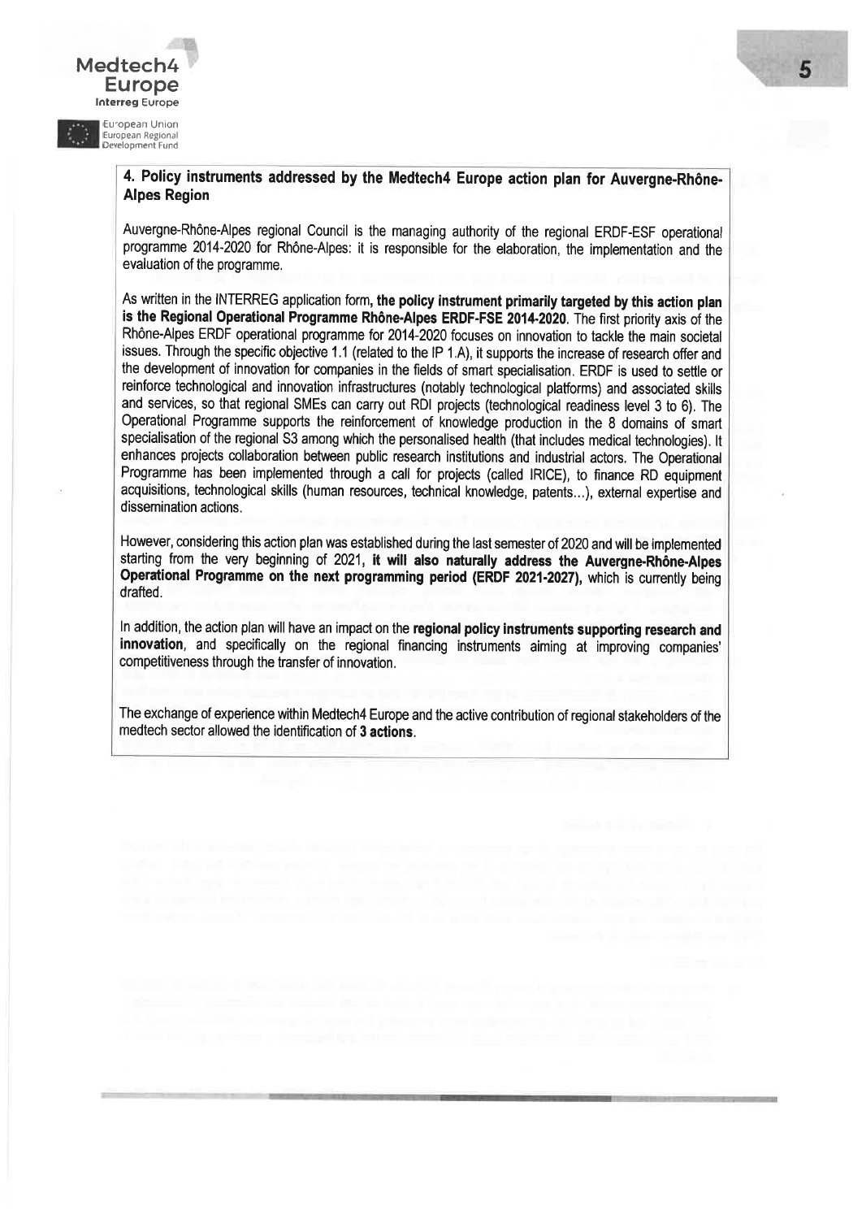## 4. Policy instruments addressed by the Medtech4 Europe action plan for Auvergne-Rhône-Alpes Region

Auvergne-Rhône-Alpes regional Council is the managing authority of the regional ERDF-ESF operational programme 2014-2020 for Rhône-Alpes: it is responsible for the elaboration, the implementation and the evaluation of the programme.

As written in the INTERREG application form, **the policy instrument primarily targeted by this action plan is the Regional Operational Programme Rhône-Alpes ERDF-FSE 2014-2020**. The first priority axis of the Rhône-Alpes ERDF operational programme for 2014-2020 focuses on innovation to tackle the main societal issues. Through the specific objective 1.1 (related to the IP 1.A), it supports the increase of research offer and the development of innovation for companies in the fields of smart specialisation. ERDF is used to settle or reinforce technological and innovation infrastructures (notably technological platforms) and associated skills and services, so that regional SMEs can carry out RDI projects (technological readiness level 3 to 6). The Operational Programme supports the reinforcement of knowledge production in the 8 domains of smart specialisation of the regional S3 among which the personalised health (that includes medical technologies). It enhances projects collaboration between public research institutions and industrial actors. The Operational Programme has been implemented through a call for projects (called IRICE), to finance RD equipment acquisitions, technological skills (human resources, technical knowledge, patents…), external expertise and dissemination actions.

However, considering this action plan was established during the last semester of 2020 and will be implemented starting from the very beginning of 2021, **it will also naturally address the Auvergne-Rhône-Alpes Operational Programme on the next programming period (ERDF 2021-2027),** which is currently being drafted.

In addition, the action plan will have an impact on the **regional policy instruments supporting research and innovation**, and specifically on the regional financing instruments aiming at improving companies' competitiveness through the transfer of innovation.

The exchange of experience within Medtech4 Europe and the active contribution of regional stakeholders of the medtech sector allowed the identification of **3 actions**.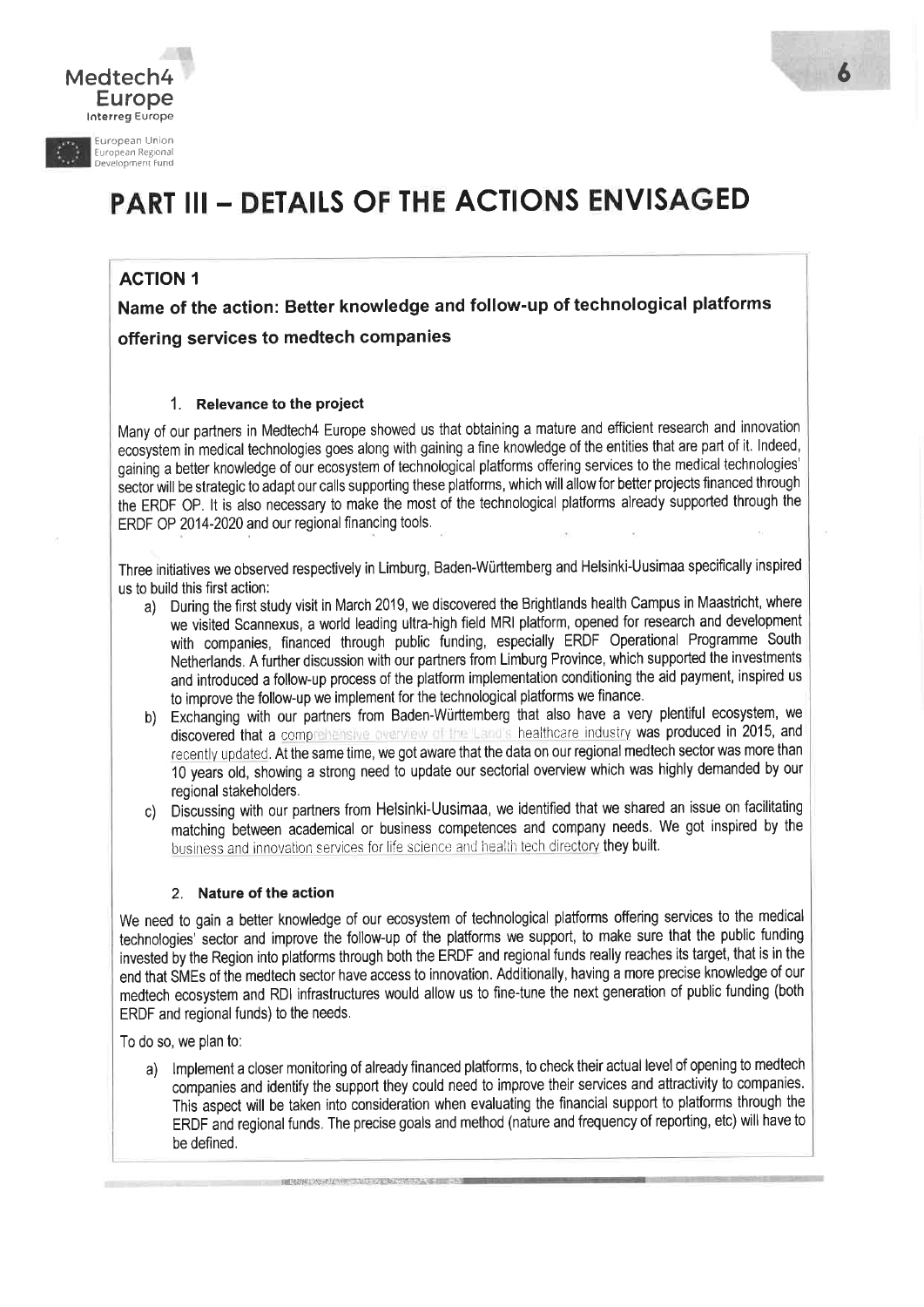# PART III – DETAILS OF THE ACTIONS ENVISAGED

## ACTION 1

### Name of the action: Better knowledge and follow-up of technological platforms offering services to medtech companies

#### 1. Relevance to the project

Many of our partners in Medtech4 Europe showed us that obtaining a mature and efficient research and innovation ecosystem in medical technologies goes along with gaining a fine knowledge of the entities that are part of it. Indeed, gaining a better knowledge of our ecosystem of technological platforms offering services to the medical technologies' sector will be strategic to adapt our calls supporting these platforms, which will allow for better projects financed through the ERDF OP. It is also necessary to make the most of the technological platforms already supported through the ERDF OP 2014-2020 and our regional financing tools.

Three initiatives we observed respectively in Limburg, Baden-Württemberg and Helsinki-Uusimaa specifically inspired us to build this first action:

a) During the first study visit in March 2019, we discovered the Brightlands health Campus in Maastricht, where we visited Scannexus, a world leading ultra-high field MRI platform, opened for research and development with companies, financed through public funding, especially ERDF Operational Programme South Netherlands. A further discussion with our partners from Limburg Province, which supported the investments and introduced a follow-up process of the platform implementation conditioning the aid payment, inspired us to improve the follow-up we implement for the technological platforms we finance.

b) Exchanging with our partners from Baden-Württemberg that also have a very plentiful ecosystem, we discovered that a comprehensive overview of the Land's healthcare industry was produced in 2015, and recently updated. At the same time, we got aware that the data on our regional medtech sector was more than 10 years old, showing a strong need to update our sectorial overview which was highly demanded by our regional stakeholders.

c) Discussing with our partners from Helsinki-Uusimaa, we identified that we shared an issue on facilitating matching between academical or business competences and company needs. We got inspired by the business and innovation services for life science and health tech directory they built.

#### 2. Nature of the action

We need to gain a better knowledge of our ecosystem of technological platforms offering services to the medical technologies' sector and improve the follow-up of the platforms we support, to make sure that the public funding invested by the Region into platforms through both the ERDF and regional funds really reaches its target, that is in the end that SMEs of the medtech sector have access to innovation. Additionally, having a more precise knowledge of our medtech ecosystem and RDI infrastructures would allow us to fine-tune the next generation of public funding (both ERDF and regional funds) to the needs.

To do so, we plan to:

a) Implement a closer monitoring of already financed platforms, to check their actual level of opening to medtech companies and identify the support they could need to improve their services and attractivity to companies. This aspect will be taken into consideration when evaluating the financial support to platforms through the ERDF and regional funds. The precise goals and method (nature and frequency of reporting, etc) will have to be defined.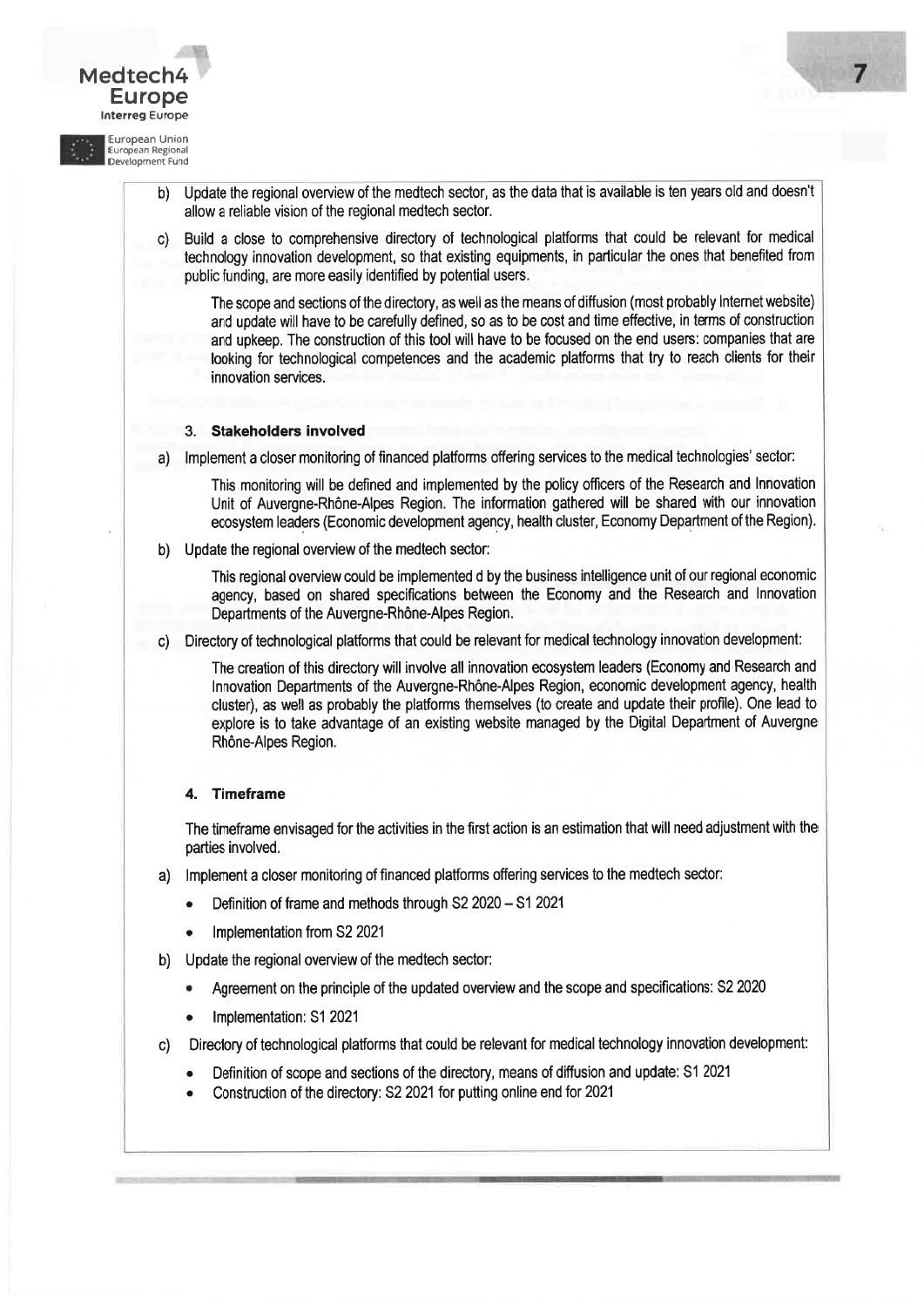b) Update the regional overview of the medtech sector, as the data that is available is ten years old and doesn't allow a reliable vision of the regional medtech sector.

c) Build a close to comprehensive directory of technological platforms that could be relevant for medical technology innovation development, so that existing equipments, in particular the ones that benefited from public funding, are more easily identified by potential users.

   The scope and sections of the directory, as well as the means of diffusion (most probably Internet website) and update will have to be carefully defined, so as to be cost and time effective, in terms of construction and upkeep. The construction of this tool will have to be focused on the end users: companies that are looking for technological competences and the academic platforms that try to reach clients for their innovation services.

### 3. Stakeholders involved

a) Implement a closer monitoring of financed platforms offering services to the medical technologies' sector:

   This monitoring will be defined and implemented by the policy officers of the Research and Innovation Unit of Auvergne-Rhône-Alpes Region. The information gathered will be shared with our innovation ecosystem leaders (Economic development agency, health cluster, Economy Department of the Region).

b) Update the regional overview of the medtech sector:

   This regional overview could be implemented d by the business intelligence unit of our regional economic agency, based on shared specifications between the Economy and the Research and Innovation Departments of the Auvergne-Rhône-Alpes Region.

c) Directory of technological platforms that could be relevant for medical technology innovation development:

   The creation of this directory will involve all innovation ecosystem leaders (Economy and Research and Innovation Departments of the Auvergne-Rhône-Alpes Region, economic development agency, health cluster), as well as probably the platforms themselves (to create and update their profile). One lead to explore is to take advantage of an existing website managed by the Digital Department of Auvergne Rhône-Alpes Region.

### 4. Timeframe

The timeframe envisaged for the activities in the first action is an estimation that will need adjustment with the parties involved.

a) Implement a closer monitoring of financed platforms offering services to the medtech sector:
   - Definition of frame and methods through S2 2020 – S1 2021
   - Implementation from S2 2021

b) Update the regional overview of the medtech sector:
   - Agreement on the principle of the updated overview and the scope and specifications: S2 2020
   - Implementation: S1 2021

c) Directory of technological platforms that could be relevant for medical technology innovation development:
   - Definition of scope and sections of the directory, means of diffusion and update: S1 2021
   - Construction of the directory: S2 2021 for putting online end for 2021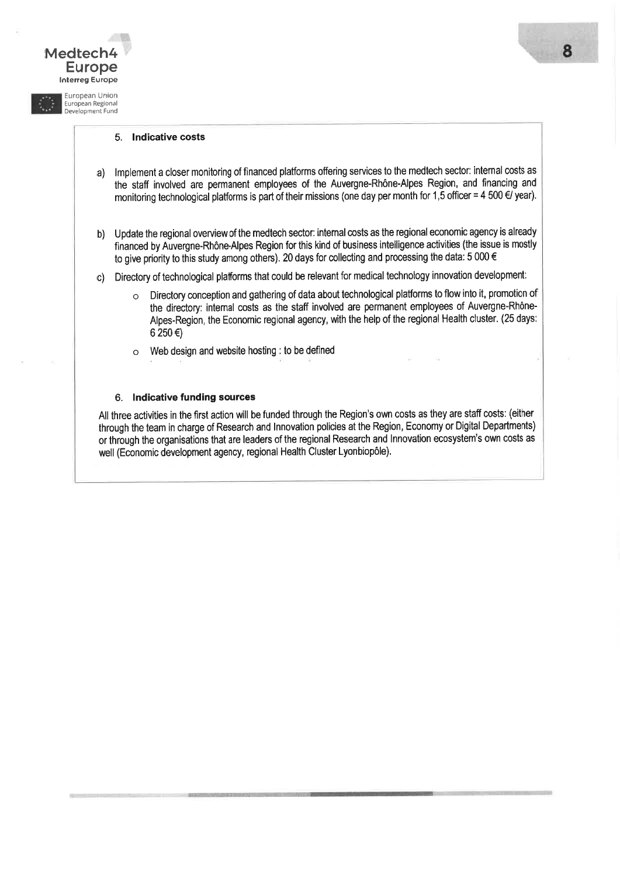## 5. Indicative costs

a) Implement a closer monitoring of financed platforms offering services to the medtech sector: internal costs as the staff involved are permanent employees of the Auvergne-Rhône-Alpes Region, and financing and monitoring technological platforms is part of their missions (one day per month for 1,5 officer = 4 500 €/ year).

b) Update the regional overview of the medtech sector: internal costs as the regional economic agency is already financed by Auvergne-Rhône-Alpes Region for this kind of business intelligence activities (the issue is mostly to give priority to this study among others). 20 days for collecting and processing the data: 5 000 €

c) Directory of technological platforms that could be relevant for medical technology innovation development:

   - Directory conception and gathering of data about technological platforms to flow into it, promotion of the directory: internal costs as the staff involved are permanent employees of Auvergne-Rhône-Alpes-Region, the Economic regional agency, with the help of the regional Health cluster. (25 days: 6 250 €)
   - Web design and website hosting : to be defined

## 6. Indicative funding sources

All three activities in the first action will be funded through the Region's own costs as they are staff costs: (either through the team in charge of Research and Innovation policies at the Region, Economy or Digital Departments) or through the organisations that are leaders of the regional Research and Innovation ecosystem's own costs as well (Economic development agency, regional Health Cluster Lyonbiopôle).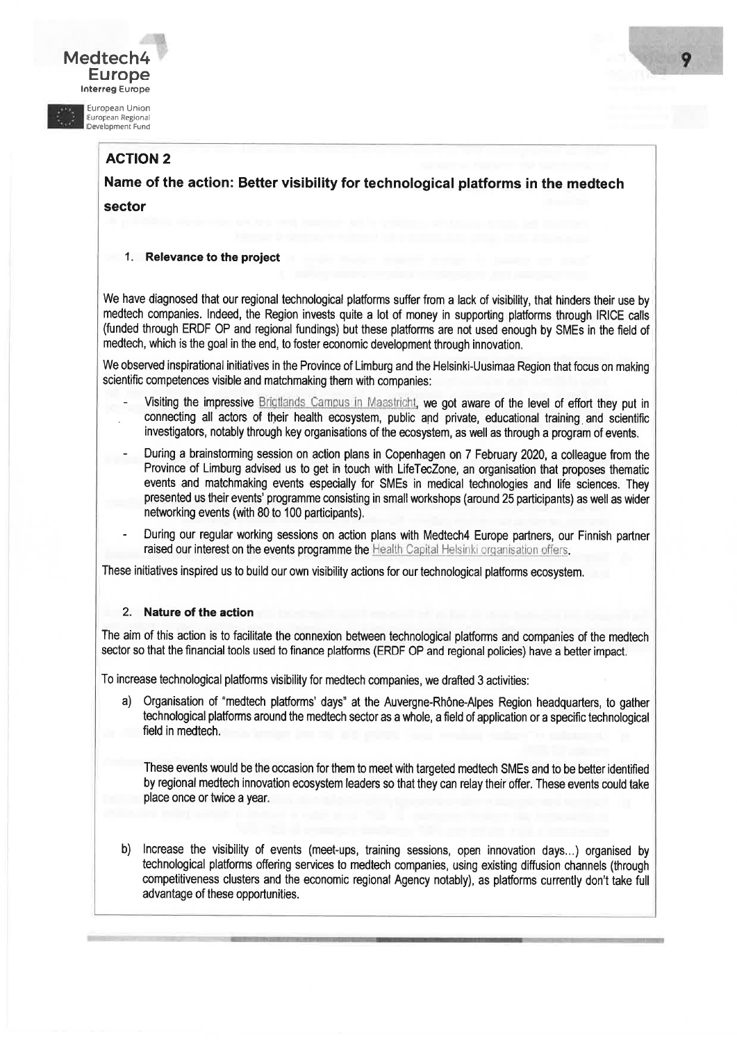## ACTION 2

### Name of the action: Better visibility for technological platforms in the medtech sector

#### 1. Relevance to the project

We have diagnosed that our regional technological platforms suffer from a lack of visibility, that hinders their use by medtech companies. Indeed, the Region invests quite a lot of money in supporting platforms through IRICE calls (funded through ERDF OP and regional fundings) but these platforms are not used enough by SMEs in the field of medtech, which is the goal in the end, to foster economic development through innovation.

We observed inspirational initiatives in the Province of Limburg and the Helsinki-Uusimaa Region that focus on making scientific competences visible and matchmaking them with companies:

- Visiting the impressive Brightlands Campus in Maastricht, we got aware of the level of effort they put in connecting all actors of their health ecosystem, public and private, educational training and scientific investigators, notably through key organisations of the ecosystem, as well as through a program of events.
- During a brainstorming session on action plans in Copenhagen on 7 February 2020, a colleague from the Province of Limburg advised us to get in touch with LifeTecZone, an organisation that proposes thematic events and matchmaking events especially for SMEs in medical technologies and life sciences. They presented us their events' programme consisting in small workshops (around 25 participants) as well as wider networking events (with 80 to 100 participants).
- During our regular working sessions on action plans with Medtech4 Europe partners, our Finnish partner raised our interest on the events programme the Health Capital Helsinki organisation offers.

These initiatives inspired us to build our own visibility actions for our technological platforms ecosystem.

#### 2. Nature of the action

The aim of this action is to facilitate the connexion between technological platforms and companies of the medtech sector so that the financial tools used to finance platforms (ERDF OP and regional policies) have a better impact.

To increase technological platforms visibility for medtech companies, we drafted 3 activities:

a) Organisation of "medtech platforms' days" at the Auvergne-Rhône-Alpes Region headquarters, to gather technological platforms around the medtech sector as a whole, a field of application or a specific technological field in medtech.

These events would be the occasion for them to meet with targeted medtech SMEs and to be better identified by regional medtech innovation ecosystem leaders so that they can relay their offer. These events could take place once or twice a year.

b) Increase the visibility of events (meet-ups, training sessions, open innovation days…) organised by technological platforms offering services to medtech companies, using existing diffusion channels (through competitiveness clusters and the economic regional Agency notably), as platforms currently don't take full advantage of these opportunities.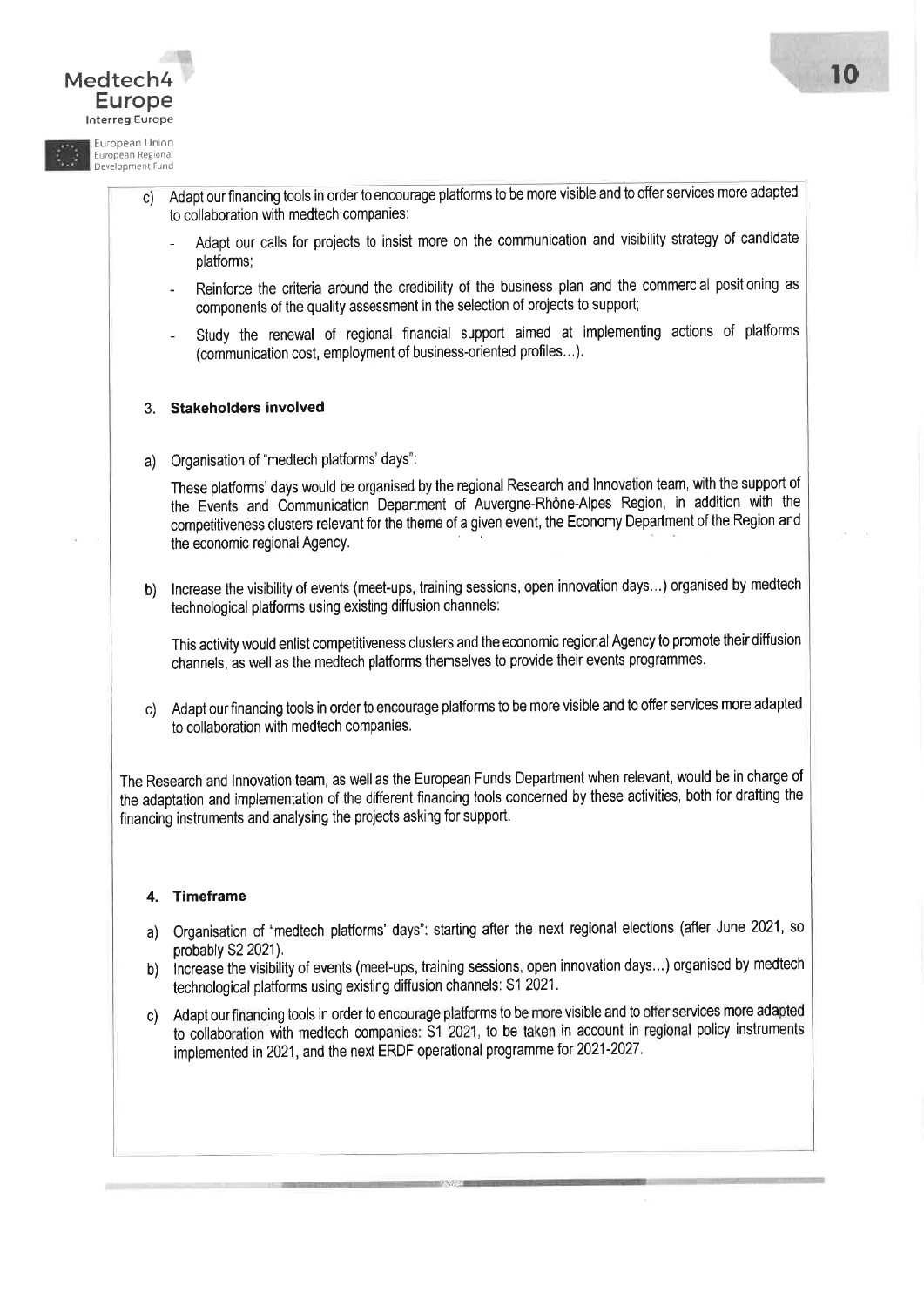c) Adapt our financing tools in order to encourage platforms to be more visible and to offer services more adapted to collaboration with medtech companies:

- Adapt our calls for projects to insist more on the communication and visibility strategy of candidate platforms;
- Reinforce the criteria around the credibility of the business plan and the commercial positioning as components of the quality assessment in the selection of projects to support;
- Study the renewal of regional financial support aimed at implementing actions of platforms (communication cost, employment of business-oriented profiles…).

### 3. Stakeholders involved

a) Organisation of "medtech platforms' days":

These platforms' days would be organised by the regional Research and Innovation team, with the support of the Events and Communication Department of Auvergne-Rhône-Alpes Region, in addition with the competitiveness clusters relevant for the theme of a given event, the Economy Department of the Region and the economic regional Agency.

b) Increase the visibility of events (meet-ups, training sessions, open innovation days…) organised by medtech technological platforms using existing diffusion channels:

This activity would enlist competitiveness clusters and the economic regional Agency to promote their diffusion channels, as well as the medtech platforms themselves to provide their events programmes.

c) Adapt our financing tools in order to encourage platforms to be more visible and to offer services more adapted to collaboration with medtech companies.

The Research and Innovation team, as well as the European Funds Department when relevant, would be in charge of the adaptation and implementation of the different financing tools concerned by these activities, both for drafting the financing instruments and analysing the projects asking for support.

### 4. Timeframe

a) Organisation of "medtech platforms' days": starting after the next regional elections (after June 2021, so probably S2 2021).
b) Increase the visibility of events (meet-ups, training sessions, open innovation days…) organised by medtech technological platforms using existing diffusion channels: S1 2021.
c) Adapt our financing tools in order to encourage platforms to be more visible and to offer services more adapted to collaboration with medtech companies: S1 2021, to be taken in account in regional policy instruments implemented in 2021, and the next ERDF operational programme for 2021-2027.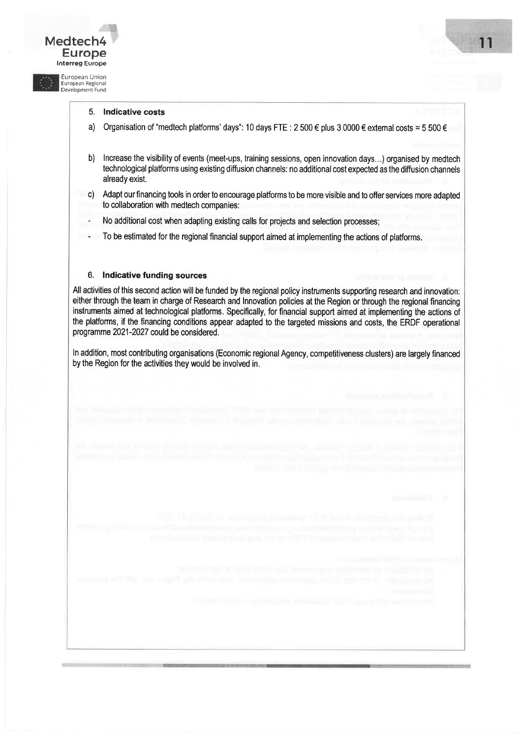5. **Indicative costs**

a) Organisation of "medtech platforms' days": 10 days FTE : 2 500 € plus 3 0000 € external costs = 5 500 €

b) Increase the visibility of events (meet-ups, training sessions, open innovation days…) organised by medtech technological platforms using existing diffusion channels: no additional cost expected as the diffusion channels already exist.

c) Adapt our financing tools in order to encourage platforms to be more visible and to offer services more adapted to collaboration with medtech companies:

- No additional cost when adapting existing calls for projects and selection processes;
- To be estimated for the regional financial support aimed at implementing the actions of platforms.

6. **Indicative funding sources**

All activities of this second action will be funded by the regional policy instruments supporting research and innovation: either through the team in charge of Research and Innovation policies at the Region or through the regional financing instruments aimed at technological platforms. Specifically, for financial support aimed at implementing the actions of the platforms, if the financing conditions appear adapted to the targeted missions and costs, the ERDF operational programme 2021-2027 could be considered.

In addition, most contributing organisations (Economic regional Agency, competitiveness clusters) are largely financed by the Region for the activities they would be involved in.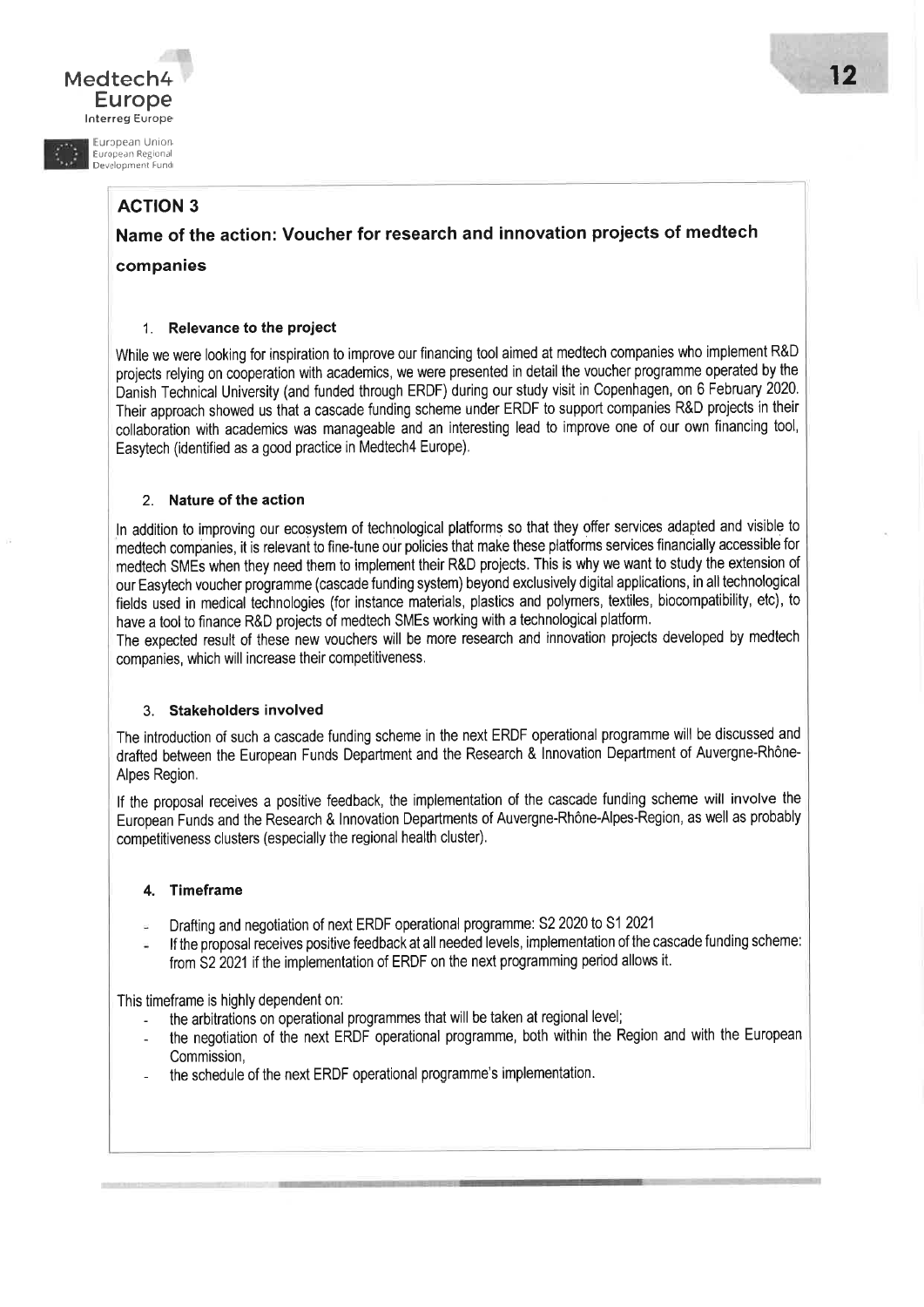## ACTION 3

### Name of the action: Voucher for research and innovation projects of medtech companies

1. **Relevance to the project**

While we were looking for inspiration to improve our financing tool aimed at medtech companies who implement R&D projects relying on cooperation with academics, we were presented in detail the voucher programme operated by the Danish Technical University (and funded through ERDF) during our study visit in Copenhagen, on 6 February 2020. Their approach showed us that a cascade funding scheme under ERDF to support companies R&D projects in their collaboration with academics was manageable and an interesting lead to improve one of our own financing tool, Easytech (identified as a good practice in Medtech4 Europe).

2. **Nature of the action**

In addition to improving our ecosystem of technological platforms so that they offer services adapted and visible to medtech companies, it is relevant to fine-tune our policies that make these platforms services financially accessible for medtech SMEs when they need them to implement their R&D projects. This is why we want to study the extension of our Easytech voucher programme (cascade funding system) beyond exclusively digital applications, in all technological fields used in medical technologies (for instance materials, plastics and polymers, textiles, biocompatibility, etc), to have a tool to finance R&D projects of medtech SMEs working with a technological platform.
The expected result of these new vouchers will be more research and innovation projects developed by medtech companies, which will increase their competitiveness.

3. **Stakeholders involved**

The introduction of such a cascade funding scheme in the next ERDF operational programme will be discussed and drafted between the European Funds Department and the Research & Innovation Department of Auvergne-Rhône-Alpes Region.

If the proposal receives a positive feedback, the implementation of the cascade funding scheme will involve the European Funds and the Research & Innovation Departments of Auvergne-Rhône-Alpes-Region, as well as probably competitiveness clusters (especially the regional health cluster).

4. **Timeframe**

- Drafting and negotiation of next ERDF operational programme: S2 2020 to S1 2021
- If the proposal receives positive feedback at all needed levels, implementation of the cascade funding scheme: from S2 2021 if the implementation of ERDF on the next programming period allows it.

This timeframe is highly dependent on:

- the arbitrations on operational programmes that will be taken at regional level;
- the negotiation of the next ERDF operational programme, both within the Region and with the European Commission,
- the schedule of the next ERDF operational programme's implementation.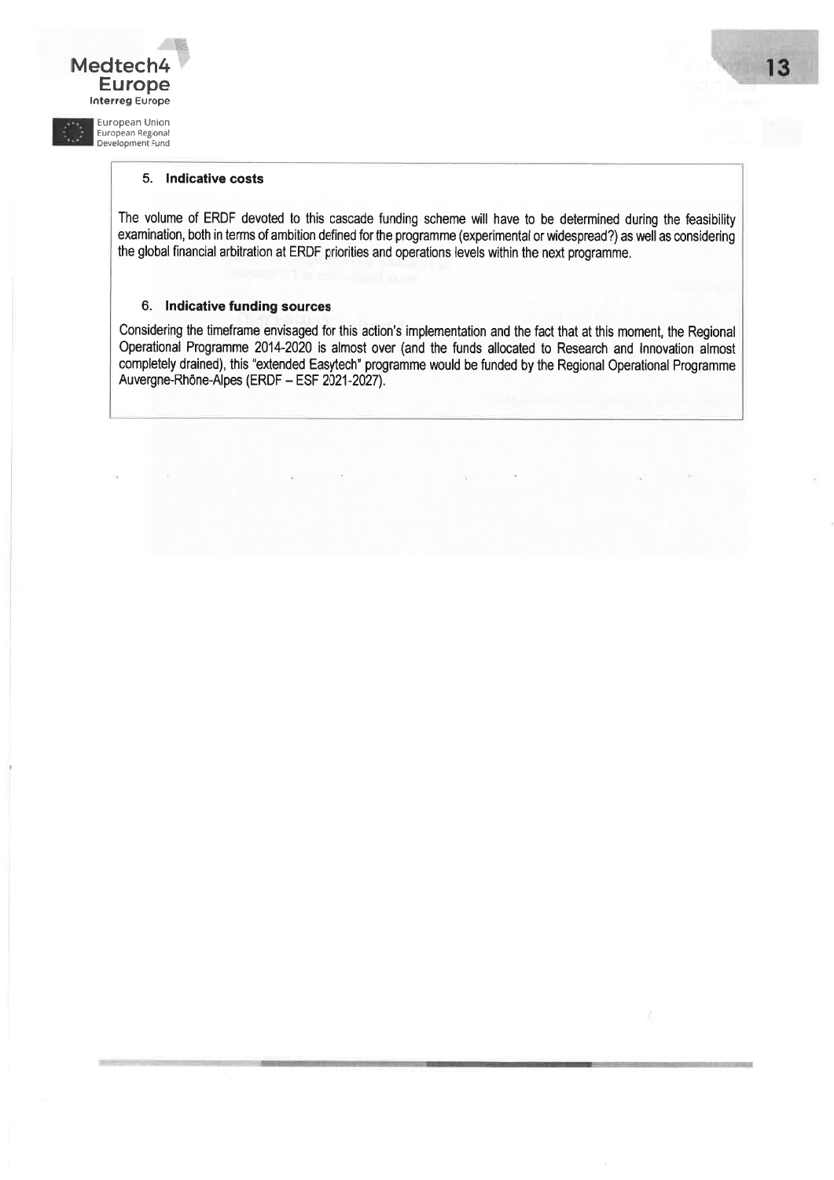### 5. Indicative costs

The volume of ERDF devoted to this cascade funding scheme will have to be determined during the feasibility examination, both in terms of ambition defined for the programme (experimental or widespread?) as well as considering the global financial arbitration at ERDF priorities and operations levels within the next programme.

### 6. Indicative funding sources

Considering the timeframe envisaged for this action's implementation and the fact that at this moment, the Regional Operational Programme 2014-2020 is almost over (and the funds allocated to Research and Innovation almost completely drained), this "extended Easytech" programme would be funded by the Regional Operational Programme Auvergne-Rhône-Alpes (ERDF – ESF 2021-2027).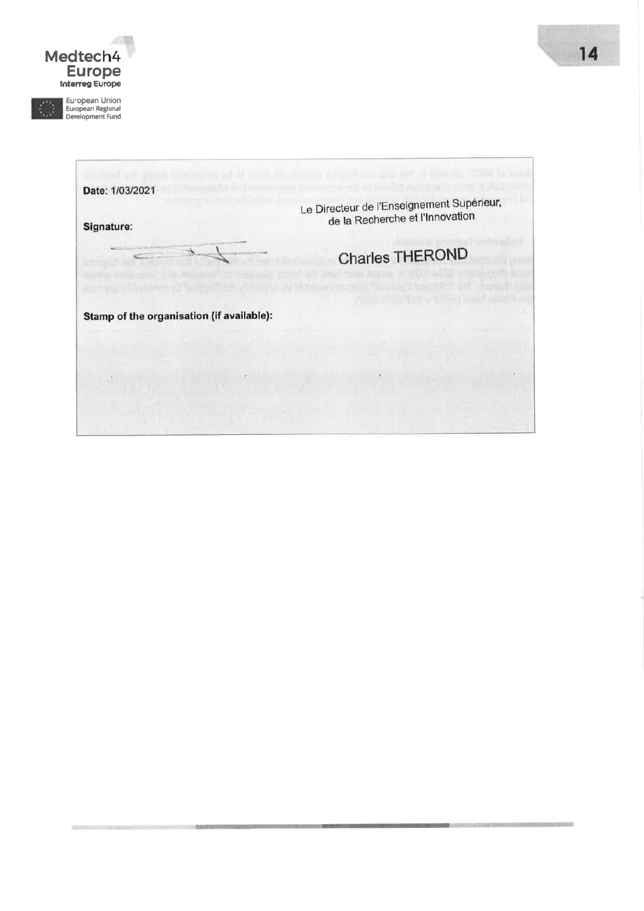**Date:** 1/03/2021

Le Directeur de l'Enseignement Supérieur,
de la Recherche et l'Innovation

**Signature:**

Charles THEROND

**Stamp of the organisation (if available):**